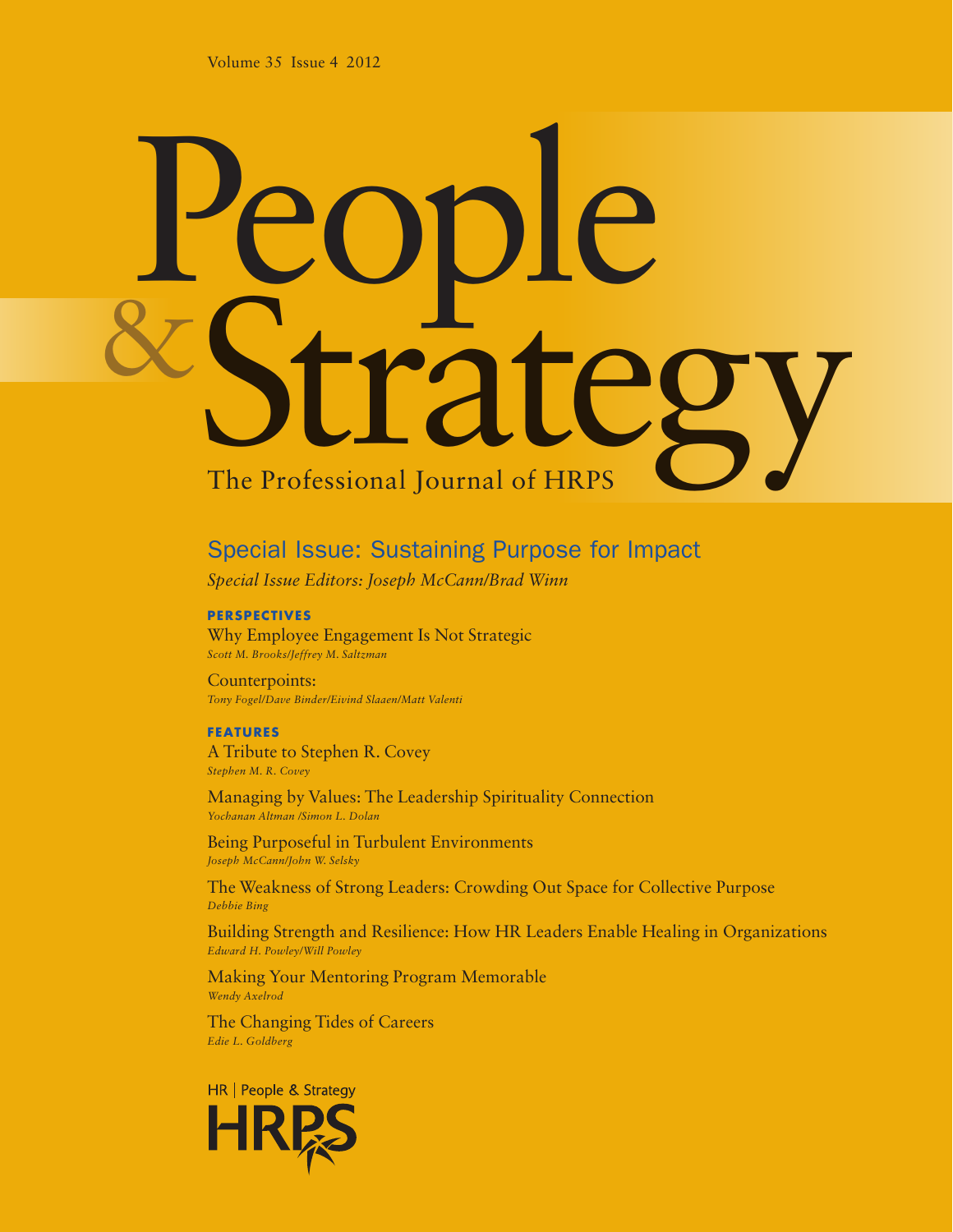Volume 35 Issue 4 2012

# People & Strategy

The Professional Journal of HRPS

## Special Issue: Sustaining Purpose for Impact

*Special Issue Editors: Joseph McCann/Brad Winn*

**PERSPECTIVES**

Why Employee Engagement Is Not Strategic
*Scott M. Brooks/Jeffrey M. Saltzman*

Counterpoints:
*Tony Fogel/Dave Binder/Eivind Slaaen/Matt Valenti*

**FEATURES**

A Tribute to Stephen R. Covey
*Stephen M. R. Covey*

Managing by Values: The Leadership Spirituality Connection
*Yochanan Altman /Simon L. Dolan*

Being Purposeful in Turbulent Environments
*Joseph McCann/John W. Selsky*

The Weakness of Strong Leaders: Crowding Out Space for Collective Purpose
*Debbie Bing*

Building Strength and Resilience: How HR Leaders Enable Healing in Organizations
*Edward H. Powley/Will Powley*

Making Your Mentoring Program Memorable
*Wendy Axelrod*

The Changing Tides of Careers
*Edie L. Goldberg*

HR | People & Strategy

HRPS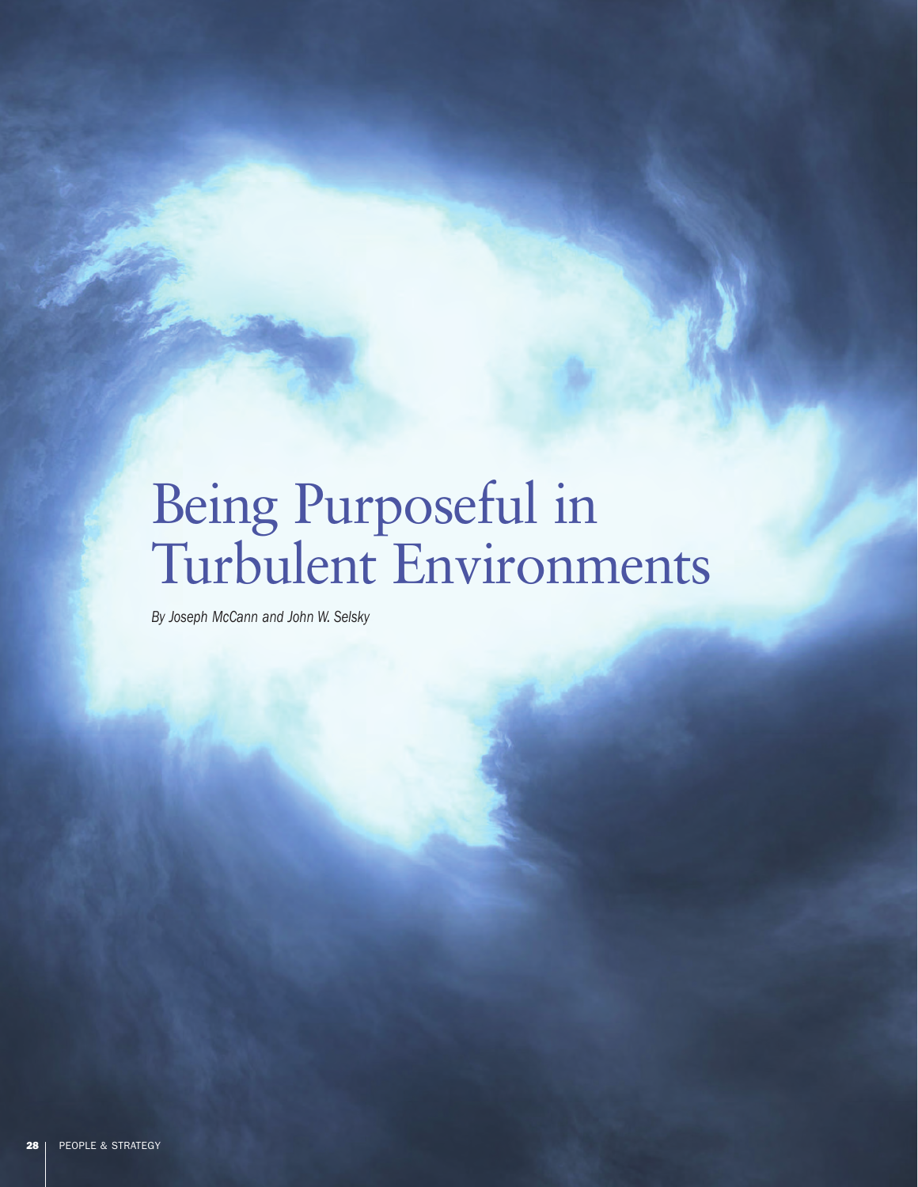# Being Purposeful in Turbulent Environments

*By Joseph McCann and John W. Selsky*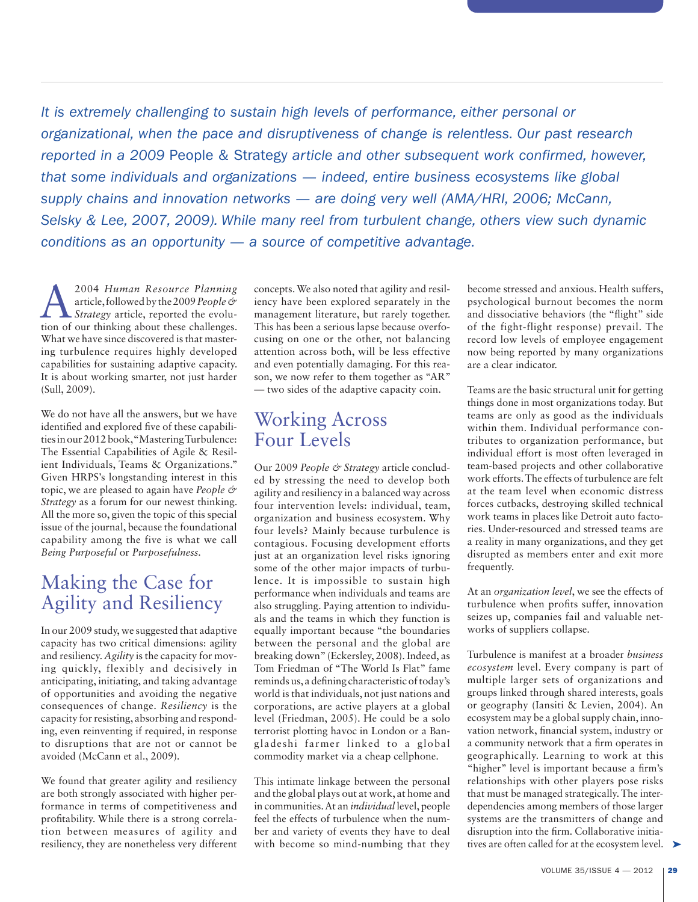*It is extremely challenging to sustain high levels of performance, either personal or organizational, when the pace and disruptiveness of change is relentless. Our past research reported in a 2009* People & Strategy *article and other subsequent work confirmed, however, that some individuals and organizations — indeed, entire business ecosystems like global supply chains and innovation networks — are doing very well (AMA/HRI, 2006; McCann, Selsky & Lee, 2007, 2009). While many reel from turbulent change, others view such dynamic conditions as an opportunity — a source of competitive advantage.*

A 2004 *Human Resource Planning* article, followed by the 2009 *People & Strategy* article, reported the evolution of our thinking about these challenges. What we have since discovered is that mastering turbulence requires highly developed capabilities for sustaining adaptive capacity. It is about working smarter, not just harder (Sull, 2009).

We do not have all the answers, but we have identified and explored five of these capabilities in our 2012 book, "Mastering Turbulence: The Essential Capabilities of Agile & Resilient Individuals, Teams & Organizations." Given HRPS's longstanding interest in this topic, we are pleased to again have *People & Strategy* as a forum for our newest thinking. All the more so, given the topic of this special issue of the journal, because the foundational capability among the five is what we call *Being Purposeful* or *Purposefulness*.

## Making the Case for Agility and Resiliency

In our 2009 study, we suggested that adaptive capacity has two critical dimensions: agility and resiliency. *Agility* is the capacity for moving quickly, flexibly and decisively in anticipating, initiating, and taking advantage of opportunities and avoiding the negative consequences of change. *Resiliency* is the capacity for resisting, absorbing and responding, even reinventing if required, in response to disruptions that are not or cannot be avoided (McCann et al., 2009).

We found that greater agility and resiliency are both strongly associated with higher performance in terms of competitiveness and profitability. While there is a strong correlation between measures of agility and resiliency, they are nonetheless very different concepts. We also noted that agility and resiliency have been explored separately in the management literature, but rarely together. This has been a serious lapse because overfocusing on one or the other, not balancing attention across both, will be less effective and even potentially damaging. For this reason, we now refer to them together as "AR" — two sides of the adaptive capacity coin.

## Working Across Four Levels

Our 2009 *People & Strategy* article concluded by stressing the need to develop both agility and resiliency in a balanced way across four intervention levels: individual, team, organization and business ecosystem. Why four levels? Mainly because turbulence is contagious. Focusing development efforts just at an organization level risks ignoring some of the other major impacts of turbulence. It is impossible to sustain high performance when individuals and teams are also struggling. Paying attention to individuals and the teams in which they function is equally important because "the boundaries between the personal and the global are breaking down" (Eckersley, 2008). Indeed, as Tom Friedman of "The World Is Flat" fame reminds us, a defining characteristic of today's world is that individuals, not just nations and corporations, are active players at a global level (Friedman, 2005). He could be a solo terrorist plotting havoc in London or a Bangladeshi farmer linked to a global commodity market via a cheap cellphone.

This intimate linkage between the personal and the global plays out at work, at home and in communities. At an *individual* level, people feel the effects of turbulence when the number and variety of events they have to deal with become so mind-numbing that they become stressed and anxious. Health suffers, psychological burnout becomes the norm and dissociative behaviors (the "flight" side of the fight-flight response) prevail. The record low levels of employee engagement now being reported by many organizations are a clear indicator.

Teams are the basic structural unit for getting things done in most organizations today. But teams are only as good as the individuals within them. Individual performance contributes to organization performance, but individual effort is most often leveraged in team-based projects and other collaborative work efforts. The effects of turbulence are felt at the team level when economic distress forces cutbacks, destroying skilled technical work teams in places like Detroit auto factories. Under-resourced and stressed teams are a reality in many organizations, and they get disrupted as members enter and exit more frequently.

At an *organization level*, we see the effects of turbulence when profits suffer, innovation seizes up, companies fail and valuable networks of suppliers collapse.

Turbulence is manifest at a broader *business ecosystem* level. Every company is part of multiple larger sets of organizations and groups linked through shared interests, goals or geography (Iansiti & Levien, 2004). An ecosystem may be a global supply chain, innovation network, financial system, industry or a community network that a firm operates in geographically. Learning to work at this "higher" level is important because a firm's relationships with other players pose risks that must be managed strategically. The interdependencies among members of those larger systems are the transmitters of change and disruption into the firm. Collaborative initiatives are often called for at the ecosystem level.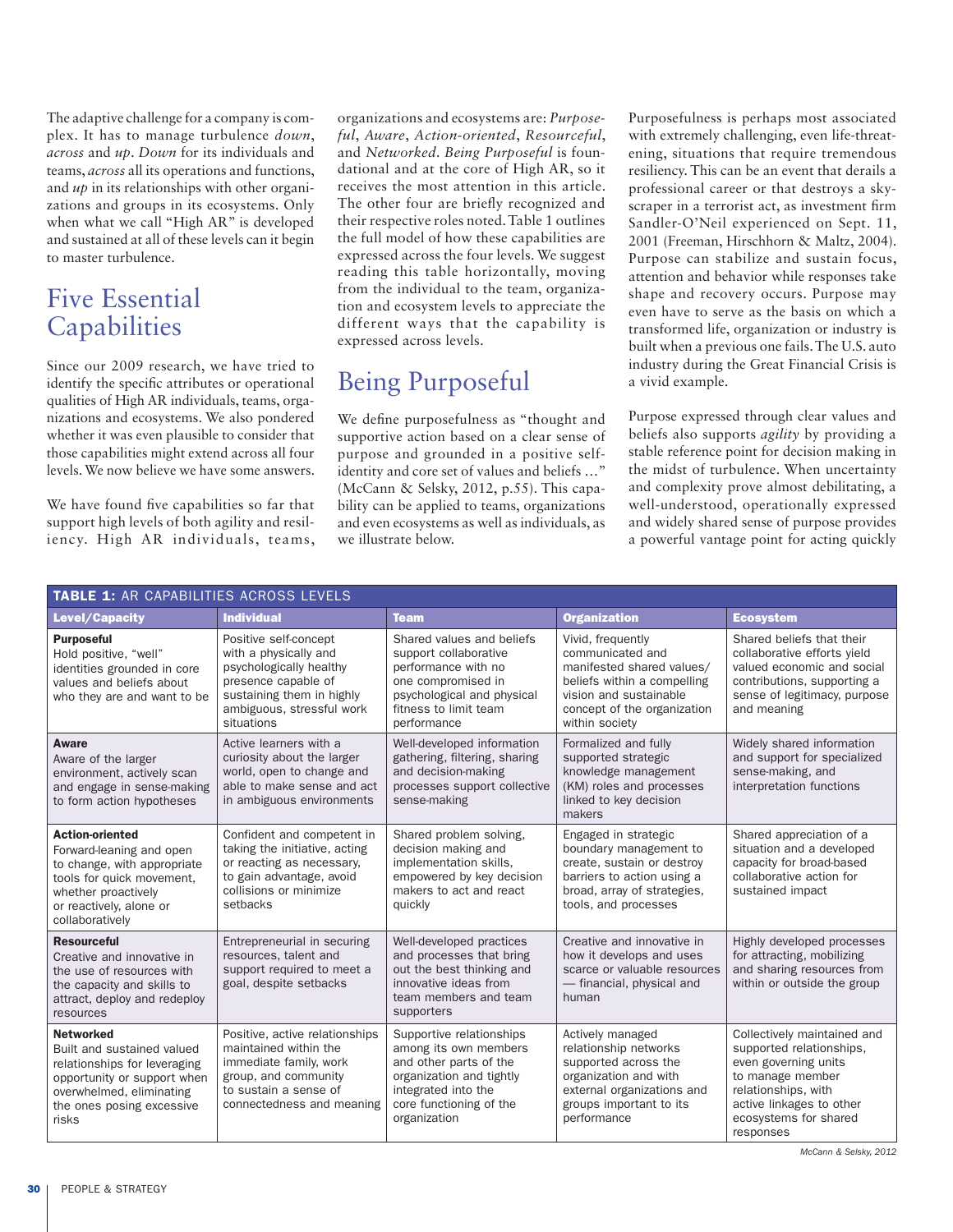The adaptive challenge for a company is complex. It has to manage turbulence *down*, *across* and *up*. *Down* for its individuals and teams, *across* all its operations and functions, and *up* in its relationships with other organizations and groups in its ecosystems. Only when what we call "High AR" is developed and sustained at all of these levels can it begin to master turbulence.

## Five Essential Capabilities

Since our 2009 research, we have tried to identify the specific attributes or operational qualities of High AR individuals, teams, organizations and ecosystems. We also pondered whether it was even plausible to consider that those capabilities might extend across all four levels. We now believe we have some answers.

We have found five capabilities so far that support high levels of both agility and resiliency. High AR individuals, teams, organizations and ecosystems are: *Purposeful*, *Aware*, *Action-oriented*, *Resourceful*, and *Networked*. *Being Purposeful* is foundational and at the core of High AR, so it receives the most attention in this article. The other four are briefly recognized and their respective roles noted. Table 1 outlines the full model of how these capabilities are expressed across the four levels. We suggest reading this table horizontally, moving from the individual to the team, organization and ecosystem levels to appreciate the different ways that the capability is expressed across levels.

## Being Purposeful

We define purposefulness as "thought and supportive action based on a clear sense of purpose and grounded in a positive self-identity and core set of values and beliefs …" (McCann & Selsky, 2012, p.55). This capability can be applied to teams, organizations and even ecosystems as well as individuals, as we illustrate below.

Purposefulness is perhaps most associated with extremely challenging, even life-threatening, situations that require tremendous resiliency. This can be an event that derails a professional career or that destroys a skyscraper in a terrorist act, as investment firm Sandler-O'Neil experienced on Sept. 11, 2001 (Freeman, Hirschhorn & Maltz, 2004). Purpose can stabilize and sustain focus, attention and behavior while responses take shape and recovery occurs. Purpose may even have to serve as the basis on which a transformed life, organization or industry is built when a previous one fails. The U.S. auto industry during the Great Financial Crisis is a vivid example.

Purpose expressed through clear values and beliefs also supports *agility* by providing a stable reference point for decision making in the midst of turbulence. When uncertainty and complexity prove almost debilitating, a well-understood, operationally expressed and widely shared sense of purpose provides a powerful vantage point for acting quickly

**TABLE 1:** AR CAPABILITIES ACROSS LEVELS

| Level/Capacity | Individual | Team | Organization | Ecosystem |
|---|---|---|---|---|
| **Purposeful** Hold positive, "well" identities grounded in core values and beliefs about who they are and want to be | Positive self-concept with a physically and psychologically healthy presence capable of sustaining them in highly ambiguous, stressful work situations | Shared values and beliefs support collaborative performance with no one compromised in psychological and physical fitness to limit team performance | Vivid, frequently communicated and manifested shared values/ beliefs within a compelling vision and sustainable concept of the organization within society | Shared beliefs that their collaborative efforts yield valued economic and social contributions, supporting a sense of legitimacy, purpose and meaning |
| **Aware** Aware of the larger environment, actively scan and engage in sense-making to form action hypotheses | Active learners with a curiosity about the larger world, open to change and able to make sense and act in ambiguous environments | Well-developed information gathering, filtering, sharing and decision-making processes support collective sense-making | Formalized and fully supported strategic knowledge management (KM) roles and processes linked to key decision makers | Widely shared information and support for specialized sense-making, and interpretation functions |
| **Action-oriented** Forward-leaning and open to change, with appropriate tools for quick movement, whether proactively or reactively, alone or collaboratively | Confident and competent in taking the initiative, acting or reacting as necessary, to gain advantage, avoid collisions or minimize setbacks | Shared problem solving, decision making and implementation skills, empowered by key decision makers to act and react quickly | Engaged in strategic boundary management to create, sustain or destroy barriers to action using a broad, array of strategies, tools, and processes | Shared appreciation of a situation and a developed capacity for broad-based collaborative action for sustained impact |
| **Resourceful** Creative and innovative in the use of resources with the capacity and skills to attract, deploy and redeploy resources | Entrepreneurial in securing resources, talent and support required to meet a goal, despite setbacks | Well-developed practices and processes that bring out the best thinking and innovative ideas from team members and team supporters | Creative and innovative in how it develops and uses scarce or valuable resources — financial, physical and human | Highly developed processes for attracting, mobilizing and sharing resources from within or outside the group |
| **Networked** Built and sustained valued relationships for leveraging opportunity or support when overwhelmed, eliminating the ones posing excessive risks | Positive, active relationships maintained within the immediate family, work group, and community to sustain a sense of connectedness and meaning | Supportive relationships among its own members and other parts of the organization and tightly integrated into the core functioning of the organization | Actively managed relationship networks supported across the organization and with external organizations and groups important to its performance | Collectively maintained and supported relationships, even governing units to manage member relationships, with active linkages to other ecosystems for shared responses |

*McCann & Selsky, 2012*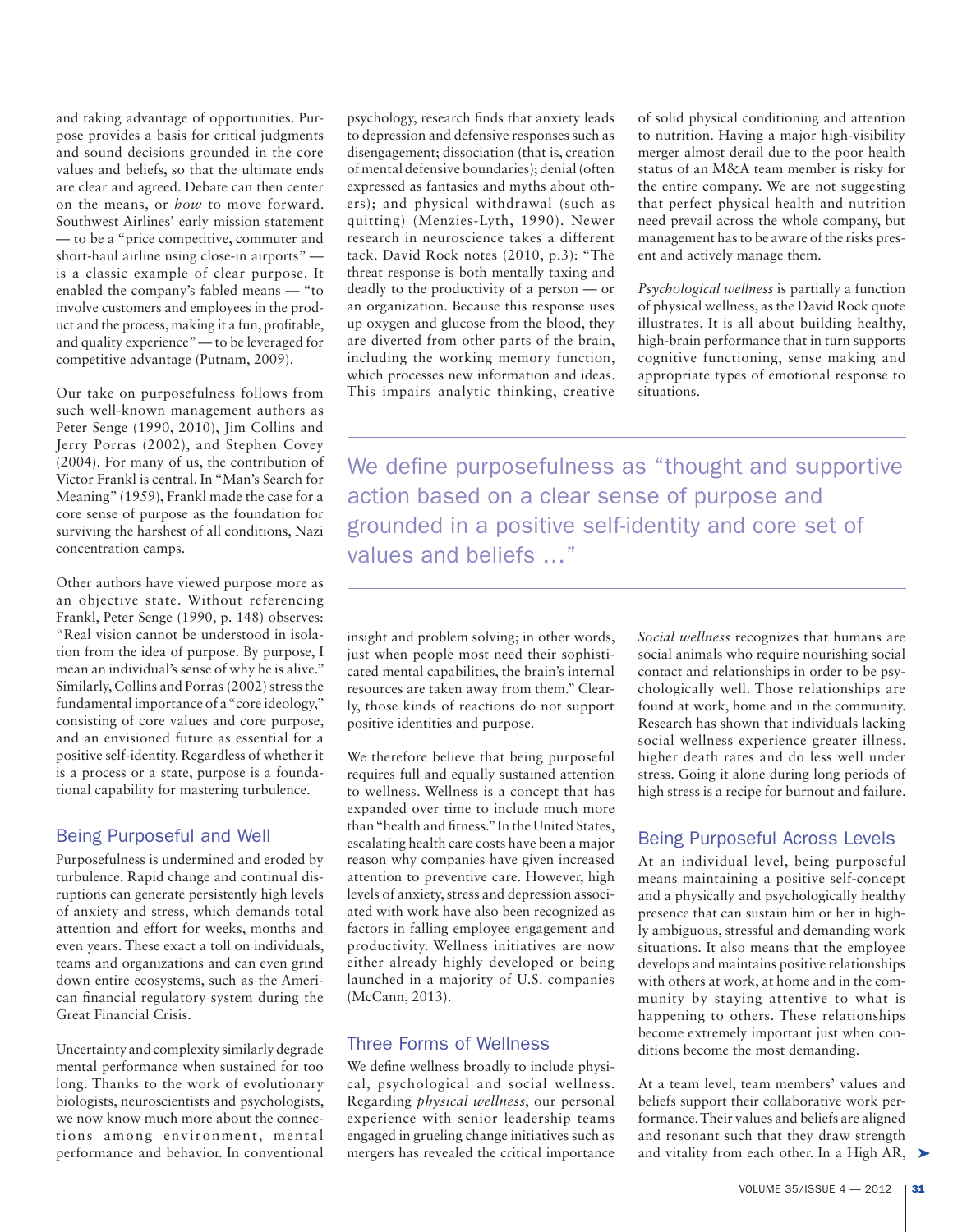and taking advantage of opportunities. Purpose provides a basis for critical judgments and sound decisions grounded in the core values and beliefs, so that the ultimate ends are clear and agreed. Debate can then center on the means, or *how* to move forward. Southwest Airlines' early mission statement — to be a "price competitive, commuter and short-haul airline using close-in airports" — is a classic example of clear purpose. It enabled the company's fabled means — "to involve customers and employees in the product and the process, making it a fun, profitable, and quality experience" — to be leveraged for competitive advantage (Putnam, 2009).

Our take on purposefulness follows from such well-known management authors as Peter Senge (1990, 2010), Jim Collins and Jerry Porras (2002), and Stephen Covey (2004). For many of us, the contribution of Victor Frankl is central. In "Man's Search for Meaning" (1959), Frankl made the case for a core sense of purpose as the foundation for surviving the harshest of all conditions, Nazi concentration camps.

Other authors have viewed purpose more as an objective state. Without referencing Frankl, Peter Senge (1990, p. 148) observes: "Real vision cannot be understood in isolation from the idea of purpose. By purpose, I mean an individual's sense of why he is alive." Similarly, Collins and Porras (2002) stress the fundamental importance of a "core ideology," consisting of core values and core purpose, and an envisioned future as essential for a positive self-identity. Regardless of whether it is a process or a state, purpose is a foundational capability for mastering turbulence.

## Being Purposeful and Well

Purposefulness is undermined and eroded by turbulence. Rapid change and continual disruptions can generate persistently high levels of anxiety and stress, which demands total attention and effort for weeks, months and even years. These exact a toll on individuals, teams and organizations and can even grind down entire ecosystems, such as the American financial regulatory system during the Great Financial Crisis.

Uncertainty and complexity similarly degrade mental performance when sustained for too long. Thanks to the work of evolutionary biologists, neuroscientists and psychologists, we now know much more about the connections among environment, mental performance and behavior. In conventional psychology, research finds that anxiety leads to depression and defensive responses such as disengagement; dissociation (that is, creation of mental defensive boundaries); denial (often expressed as fantasies and myths about others); and physical withdrawal (such as quitting) (Menzies-Lyth, 1990). Newer research in neuroscience takes a different tack. David Rock notes (2010, p.3): "The threat response is both mentally taxing and deadly to the productivity of a person — or an organization. Because this response uses up oxygen and glucose from the blood, they are diverted from other parts of the brain, including the working memory function, which processes new information and ideas. This impairs analytic thinking, creative insight and problem solving; in other words, just when people most need their sophisticated mental capabilities, the brain's internal resources are taken away from them." Clearly, those kinds of reactions do not support positive identities and purpose.

We therefore believe that being purposeful requires full and equally sustained attention to wellness. Wellness is a concept that has expanded over time to include much more than "health and fitness." In the United States, escalating health care costs have been a major reason why companies have given increased attention to preventive care. However, high levels of anxiety, stress and depression associated with work have also been recognized as factors in falling employee engagement and productivity. Wellness initiatives are now either already highly developed or being launched in a majority of U.S. companies (McCann, 2013).

## Three Forms of Wellness

We define wellness broadly to include physical, psychological and social wellness. Regarding *physical wellness*, our personal experience with senior leadership teams engaged in grueling change initiatives such as mergers has revealed the critical importance of solid physical conditioning and attention to nutrition. Having a major high-visibility merger almost derail due to the poor health status of an M&A team member is risky for the entire company. We are not suggesting that perfect physical health and nutrition need prevail across the whole company, but management has to be aware of the risks present and actively manage them.

*Psychological wellness* is partially a function of physical wellness, as the David Rock quote illustrates. It is all about building healthy, high-brain performance that in turn supports cognitive functioning, sense making and appropriate types of emotional response to situations.

> We define purposefulness as "thought and supportive action based on a clear sense of purpose and grounded in a positive self-identity and core set of values and beliefs …"

*Social wellness* recognizes that humans are social animals who require nourishing social contact and relationships in order to be psychologically well. Those relationships are found at work, home and in the community. Research has shown that individuals lacking social wellness experience greater illness, higher death rates and do less well under stress. Going it alone during long periods of high stress is a recipe for burnout and failure.

## Being Purposeful Across Levels

At an individual level, being purposeful means maintaining a positive self-concept and a physically and psychologically healthy presence that can sustain him or her in highly ambiguous, stressful and demanding work situations. It also means that the employee develops and maintains positive relationships with others at work, at home and in the community by staying attentive to what is happening to others. These relationships become extremely important just when conditions become the most demanding.

At a team level, team members' values and beliefs support their collaborative work performance. Their values and beliefs are aligned and resonant such that they draw strength and vitality from each other. In a High AR,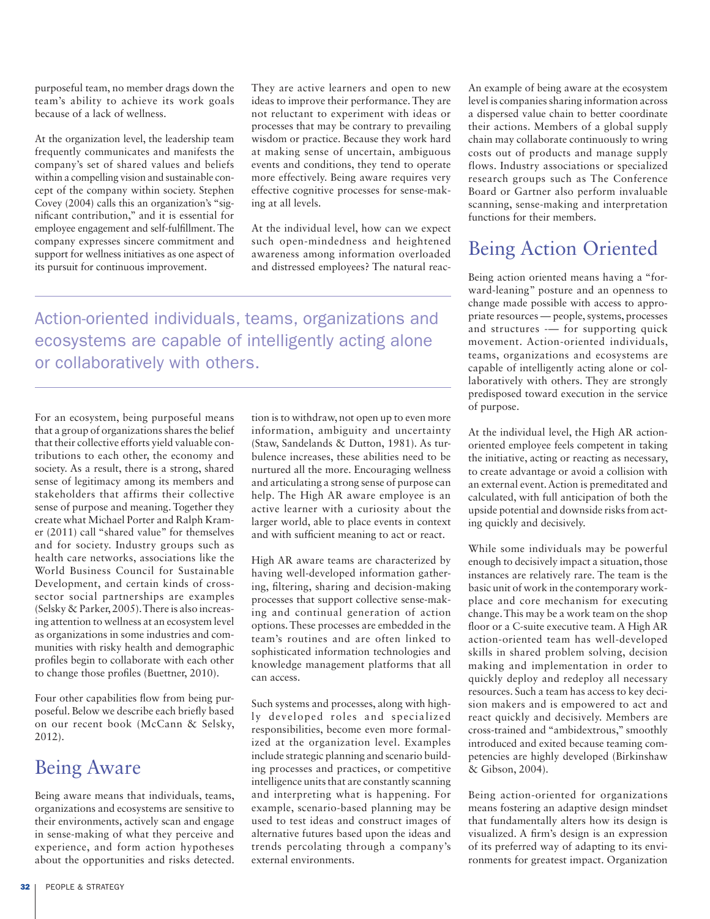purposeful team, no member drags down the team's ability to achieve its work goals because of a lack of wellness.

At the organization level, the leadership team frequently communicates and manifests the company's set of shared values and beliefs within a compelling vision and sustainable concept of the company within society. Stephen Covey (2004) calls this an organization's "significant contribution," and it is essential for employee engagement and self-fulfillment. The company expresses sincere commitment and support for wellness initiatives as one aspect of its pursuit for continuous improvement.

For an ecosystem, being purposeful means that a group of organizations shares the belief that their collective efforts yield valuable contributions to each other, the economy and society. As a result, there is a strong, shared sense of legitimacy among its members and stakeholders that affirms their collective sense of purpose and meaning. Together they create what Michael Porter and Ralph Kramer (2011) call "shared value" for themselves and for society. Industry groups such as health care networks, associations like the World Business Council for Sustainable Development, and certain kinds of cross-sector social partnerships are examples (Selsky & Parker, 2005). There is also increasing attention to wellness at an ecosystem level as organizations in some industries and communities with risky health and demographic profiles begin to collaborate with each other to change those profiles (Buettner, 2010).

Four other capabilities flow from being purposeful. Below we describe each briefly based on our recent book (McCann & Selsky, 2012).

## Being Aware

Being aware means that individuals, teams, organizations and ecosystems are sensitive to their environments, actively scan and engage in sense-making of what they perceive and experience, and form action hypotheses about the opportunities and risks detected. They are active learners and open to new ideas to improve their performance. They are not reluctant to experiment with ideas or processes that may be contrary to prevailing wisdom or practice. Because they work hard at making sense of uncertain, ambiguous events and conditions, they tend to operate more effectively. Being aware requires very effective cognitive processes for sense-making at all levels.

At the individual level, how can we expect such open-mindedness and heightened awareness among information overloaded and distressed employees? The natural reaction is to withdraw, not open up to even more information, ambiguity and uncertainty (Staw, Sandelands & Dutton, 1981). As turbulence increases, these abilities need to be nurtured all the more. Encouraging wellness and articulating a strong sense of purpose can help. The High AR aware employee is an active learner with a curiosity about the larger world, able to place events in context and with sufficient meaning to act or react.

High AR aware teams are characterized by having well-developed information gathering, filtering, sharing and decision-making processes that support collective sense-making and continual generation of action options. These processes are embedded in the team's routines and are often linked to sophisticated information technologies and knowledge management platforms that all can access.

Such systems and processes, along with highly developed roles and specialized responsibilities, become even more formalized at the organization level. Examples include strategic planning and scenario building processes and practices, or competitive intelligence units that are constantly scanning and interpreting what is happening. For example, scenario-based planning may be used to test ideas and construct images of alternative futures based upon the ideas and trends percolating through a company's external environments.

An example of being aware at the ecosystem level is companies sharing information across a dispersed value chain to better coordinate their actions. Members of a global supply chain may collaborate continuously to wring costs out of products and manage supply flows. Industry associations or specialized research groups such as The Conference Board or Gartner also perform invaluable scanning, sense-making and interpretation functions for their members.

> Action-oriented individuals, teams, organizations and ecosystems are capable of intelligently acting alone or collaboratively with others.

## Being Action Oriented

Being action oriented means having a "forward-leaning" posture and an openness to change made possible with access to appropriate resources — people, systems, processes and structures -— for supporting quick movement. Action-oriented individuals, teams, organizations and ecosystems are capable of intelligently acting alone or collaboratively with others. They are strongly predisposed toward execution in the service of purpose.

At the individual level, the High AR action-oriented employee feels competent in taking the initiative, acting or reacting as necessary, to create advantage or avoid a collision with an external event. Action is premeditated and calculated, with full anticipation of both the upside potential and downside risks from acting quickly and decisively.

While some individuals may be powerful enough to decisively impact a situation, those instances are relatively rare. The team is the basic unit of work in the contemporary workplace and core mechanism for executing change. This may be a work team on the shop floor or a C-suite executive team. A High AR action-oriented team has well-developed skills in shared problem solving, decision making and implementation in order to quickly deploy and redeploy all necessary resources. Such a team has access to key decision makers and is empowered to act and react quickly and decisively. Members are cross-trained and "ambidextrous," smoothly introduced and exited because teaming competencies are highly developed (Birkinshaw & Gibson, 2004).

Being action-oriented for organizations means fostering an adaptive design mindset that fundamentally alters how its design is visualized. A firm's design is an expression of its preferred way of adapting to its environments for greatest impact. Organization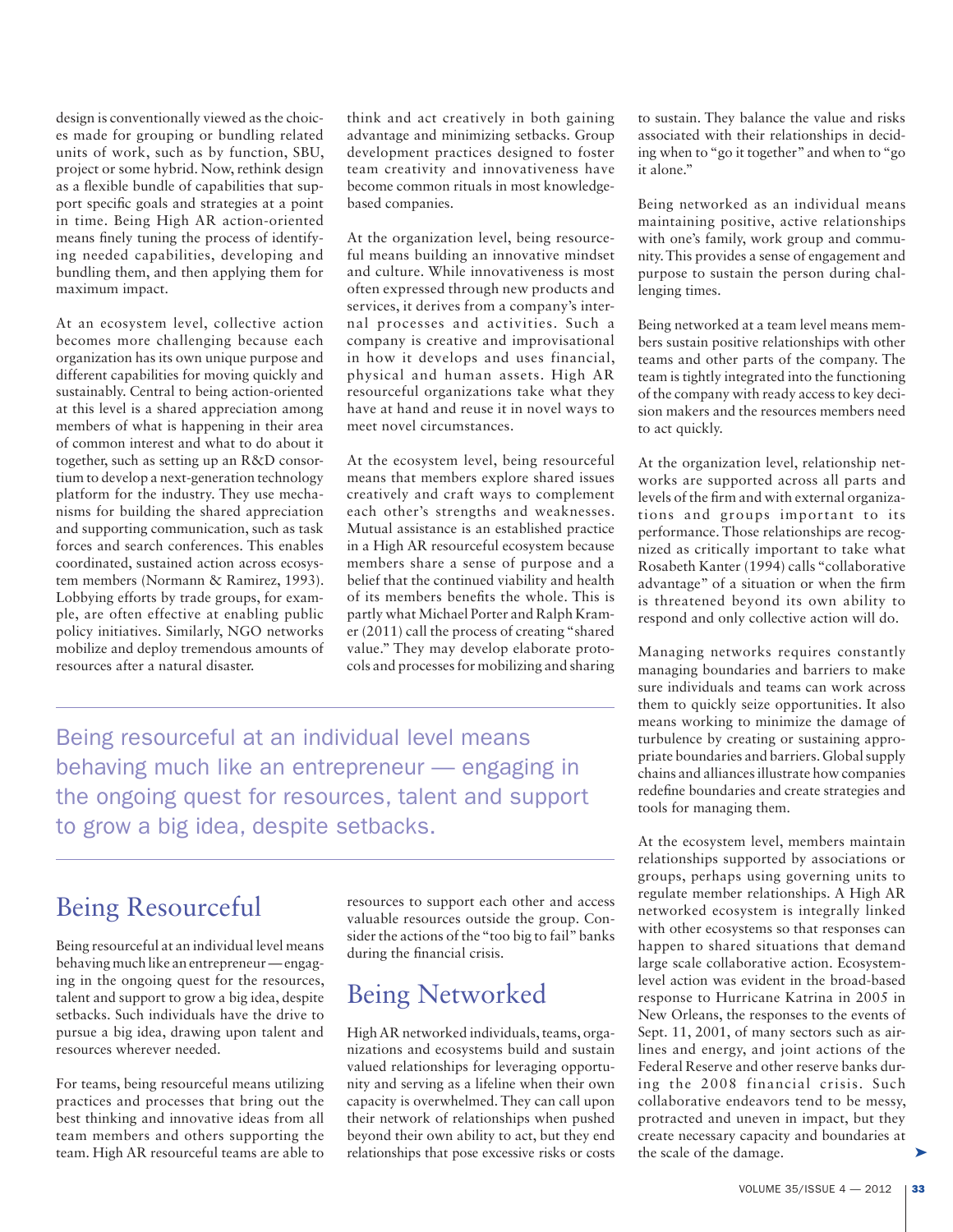design is conventionally viewed as the choices made for grouping or bundling related units of work, such as by function, SBU, project or some hybrid. Now, rethink design as a flexible bundle of capabilities that support specific goals and strategies at a point in time. Being High AR action-oriented means finely tuning the process of identifying needed capabilities, developing and bundling them, and then applying them for maximum impact.

At an ecosystem level, collective action becomes more challenging because each organization has its own unique purpose and different capabilities for moving quickly and sustainably. Central to being action-oriented at this level is a shared appreciation among members of what is happening in their area of common interest and what to do about it together, such as setting up an R&D consortium to develop a next-generation technology platform for the industry. They use mechanisms for building the shared appreciation and supporting communication, such as task forces and search conferences. This enables coordinated, sustained action across ecosystem members (Normann & Ramirez, 1993). Lobbying efforts by trade groups, for example, are often effective at enabling public policy initiatives. Similarly, NGO networks mobilize and deploy tremendous amounts of resources after a natural disaster.

## Being Resourceful

Being resourceful at an individual level means behaving much like an entrepreneur — engaging in the ongoing quest for the resources, talent and support to grow a big idea, despite setbacks. Such individuals have the drive to pursue a big idea, drawing upon talent and resources wherever needed.

For teams, being resourceful means utilizing practices and processes that bring out the best thinking and innovative ideas from all team members and others supporting the team. High AR resourceful teams are able to think and act creatively in both gaining advantage and minimizing setbacks. Group development practices designed to foster team creativity and innovativeness have become common rituals in most knowledge-based companies.

At the organization level, being resourceful means building an innovative mindset and culture. While innovativeness is most often expressed through new products and services, it derives from a company's internal processes and activities. Such a company is creative and improvisational in how it develops and uses financial, physical and human assets. High AR resourceful organizations take what they have at hand and reuse it in novel ways to meet novel circumstances.

At the ecosystem level, being resourceful means that members explore shared issues creatively and craft ways to complement each other's strengths and weaknesses. Mutual assistance is an established practice in a High AR resourceful ecosystem because members share a sense of purpose and a belief that the continued viability and health of its members benefits the whole. This is partly what Michael Porter and Ralph Kramer (2011) call the process of creating "shared value." They may develop elaborate protocols and processes for mobilizing and sharing resources to support each other and access valuable resources outside the group. Consider the actions of the "too big to fail" banks during the financial crisis.

> Being resourceful at an individual level means behaving much like an entrepreneur — engaging in the ongoing quest for resources, talent and support to grow a big idea, despite setbacks.

## Being Networked

High AR networked individuals, teams, organizations and ecosystems build and sustain valued relationships for leveraging opportunity and serving as a lifeline when their own capacity is overwhelmed. They can call upon their network of relationships when pushed beyond their own ability to act, but they end relationships that pose excessive risks or costs to sustain. They balance the value and risks associated with their relationships in deciding when to "go it together" and when to "go it alone."

Being networked as an individual means maintaining positive, active relationships with one's family, work group and community. This provides a sense of engagement and purpose to sustain the person during challenging times.

Being networked at a team level means members sustain positive relationships with other teams and other parts of the company. The team is tightly integrated into the functioning of the company with ready access to key decision makers and the resources members need to act quickly.

At the organization level, relationship networks are supported across all parts and levels of the firm and with external organizations and groups important to its performance. Those relationships are recognized as critically important to take what Rosabeth Kanter (1994) calls "collaborative advantage" of a situation or when the firm is threatened beyond its own ability to respond and only collective action will do.

Managing networks requires constantly managing boundaries and barriers to make sure individuals and teams can work across them to quickly seize opportunities. It also means working to minimize the damage of turbulence by creating or sustaining appropriate boundaries and barriers. Global supply chains and alliances illustrate how companies redefine boundaries and create strategies and tools for managing them.

At the ecosystem level, members maintain relationships supported by associations or groups, perhaps using governing units to regulate member relationships. A High AR networked ecosystem is integrally linked with other ecosystems so that responses can happen to shared situations that demand large scale collaborative action. Ecosystem-level action was evident in the broad-based response to Hurricane Katrina in 2005 in New Orleans, the responses to the events of Sept. 11, 2001, of many sectors such as airlines and energy, and joint actions of the Federal Reserve and other reserve banks during the 2008 financial crisis. Such collaborative endeavors tend to be messy, protracted and uneven in impact, but they create necessary capacity and boundaries at the scale of the damage.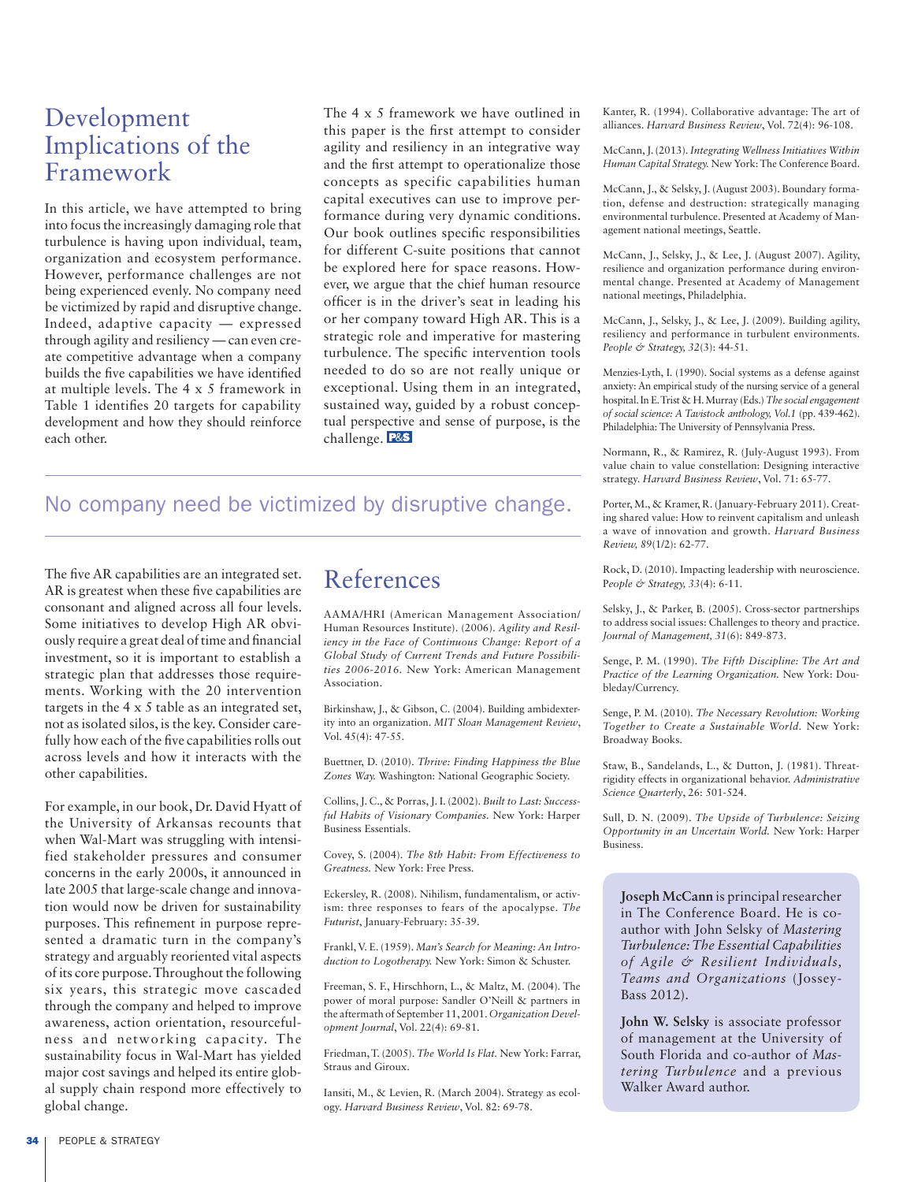## Development Implications of the Framework

In this article, we have attempted to bring into focus the increasingly damaging role that turbulence is having upon individual, team, organization and ecosystem performance. However, performance challenges are not being experienced evenly. No company need be victimized by rapid and disruptive change. Indeed, adaptive capacity — expressed through agility and resiliency — can even create competitive advantage when a company builds the five capabilities we have identified at multiple levels. The 4 x 5 framework in Table 1 identifies 20 targets for capability development and how they should reinforce each other.

The 4 x 5 framework we have outlined in this paper is the first attempt to consider agility and resiliency in an integrative way and the first attempt to operationalize those concepts as specific capabilities human capital executives can use to improve performance during very dynamic conditions. Our book outlines specific responsibilities for different C-suite positions that cannot be explored here for space reasons. However, we argue that the chief human resource officer is in the driver's seat in leading his or her company toward High AR. This is a strategic role and imperative for mastering turbulence. The specific intervention tools needed to do so are not really unique or exceptional. Using them in an integrated, sustained way, guided by a robust conceptual perspective and sense of purpose, is the challenge.

> No company need be victimized by disruptive change.

The five AR capabilities are an integrated set. AR is greatest when these five capabilities are consonant and aligned across all four levels. Some initiatives to develop High AR obviously require a great deal of time and financial investment, so it is important to establish a strategic plan that addresses those requirements. Working with the 20 intervention targets in the 4 x 5 table as an integrated set, not as isolated silos, is the key. Consider carefully how each of the five capabilities rolls out across levels and how it interacts with the other capabilities.

For example, in our book, Dr. David Hyatt of the University of Arkansas recounts that when Wal-Mart was struggling with intensified stakeholder pressures and consumer concerns in the early 2000s, it announced in late 2005 that large-scale change and innovation would now be driven for sustainability purposes. This refinement in purpose represented a dramatic turn in the company's strategy and arguably reoriented vital aspects of its core purpose. Throughout the following six years, this strategic move cascaded through the company and helped to improve awareness, action orientation, resourcefulness and networking capacity. The sustainability focus in Wal-Mart has yielded major cost savings and helped its entire global supply chain respond more effectively to global change.

## References

AAMA/HRI (American Management Association/ Human Resources Institute). (2006). *Agility and Resiliency in the Face of Continuous Change: Report of a Global Study of Current Trends and Future Possibilities 2006-2016.* New York: American Management Association.

Birkinshaw, J., & Gibson, C. (2004). Building ambidexterity into an organization. *MIT Sloan Management Review*, Vol. 45(4): 47-55.

Buettner, D. (2010). *Thrive: Finding Happiness the Blue Zones Way.* Washington: National Geographic Society.

Collins, J. C., & Porras, J. I. (2002). *Built to Last: Successful Habits of Visionary Companies.* New York: Harper Business Essentials.

Covey, S. (2004). *The 8th Habit: From Effectiveness to Greatness.* New York: Free Press.

Eckersley, R. (2008). Nihilism, fundamentalism, or activism: three responses to fears of the apocalypse. *The Futurist*, January-February: 35-39.

Frankl, V. E. (1959). *Man's Search for Meaning: An Introduction to Logotherapy.* New York: Simon & Schuster.

Freeman, S. F., Hirschhorn, L., & Maltz, M. (2004). The power of moral purpose: Sandler O'Neill & partners in the aftermath of September 11, 2001. *Organization Development Journal*, Vol. 22(4): 69-81.

Friedman, T. (2005). *The World Is Flat.* New York: Farrar, Straus and Giroux.

Iansiti, M., & Levien, R. (March 2004). Strategy as ecology. *Harvard Business Review*, Vol. 82: 69-78.

Kanter, R. (1994). Collaborative advantage: The art of alliances. *Harvard Business Review*, Vol. 72(4): 96-108.

McCann, J. (2013). *Integrating Wellness Initiatives Within Human Capital Strategy.* New York: The Conference Board.

McCann, J., & Selsky, J. (August 2003). Boundary formation, defense and destruction: strategically managing environmental turbulence. Presented at Academy of Management national meetings, Seattle.

McCann, J., Selsky, J., & Lee, J. (August 2007). Agility, resilience and organization performance during environmental change. Presented at Academy of Management national meetings, Philadelphia.

McCann, J., Selsky, J., & Lee, J. (2009). Building agility, resiliency and performance in turbulent environments. *People & Strategy, 32*(3): 44-51.

Menzies-Lyth, I. (1990). Social systems as a defense against anxiety: An empirical study of the nursing service of a general hospital. In E. Trist & H. Murray (Eds.) *The social engagement of social science: A Tavistock anthology, Vol.1* (pp. 439-462). Philadelphia: The University of Pennsylvania Press.

Normann, R., & Ramirez, R. (July-August 1993). From value chain to value constellation: Designing interactive strategy. *Harvard Business Review*, Vol. 71: 65-77.

Porter, M., & Kramer, R. (January-February 2011). Creating shared value: How to reinvent capitalism and unleash a wave of innovation and growth. *Harvard Business Review, 89*(1/2): 62-77.

Rock, D. (2010). Impacting leadership with neuroscience. *People & Strategy, 33*(4): 6-11.

Selsky, J., & Parker, B. (2005). Cross-sector partnerships to address social issues: Challenges to theory and practice. *Journal of Management, 31*(6): 849-873.

Senge, P. M. (1990). *The Fifth Discipline: The Art and Practice of the Learning Organization.* New York: Doubleday/Currency.

Senge, P. M. (2010). *The Necessary Revolution: Working Together to Create a Sustainable World.* New York: Broadway Books.

Staw, B., Sandelands, L., & Dutton, J. (1981). Threat-rigidity effects in organizational behavior. *Administrative Science Quarterly*, 26: 501-524.

Sull, D. N. (2009). *The Upside of Turbulence: Seizing Opportunity in an Uncertain World.* New York: Harper Business.

**Joseph McCann** is principal researcher in The Conference Board. He is co-author with John Selsky of *Mastering Turbulence: The Essential Capabilities of Agile & Resilient Individuals, Teams and Organizations* (Jossey-Bass 2012).

**John W. Selsky** is associate professor of management at the University of South Florida and co-author of *Mastering Turbulence* and a previous Walker Award author.